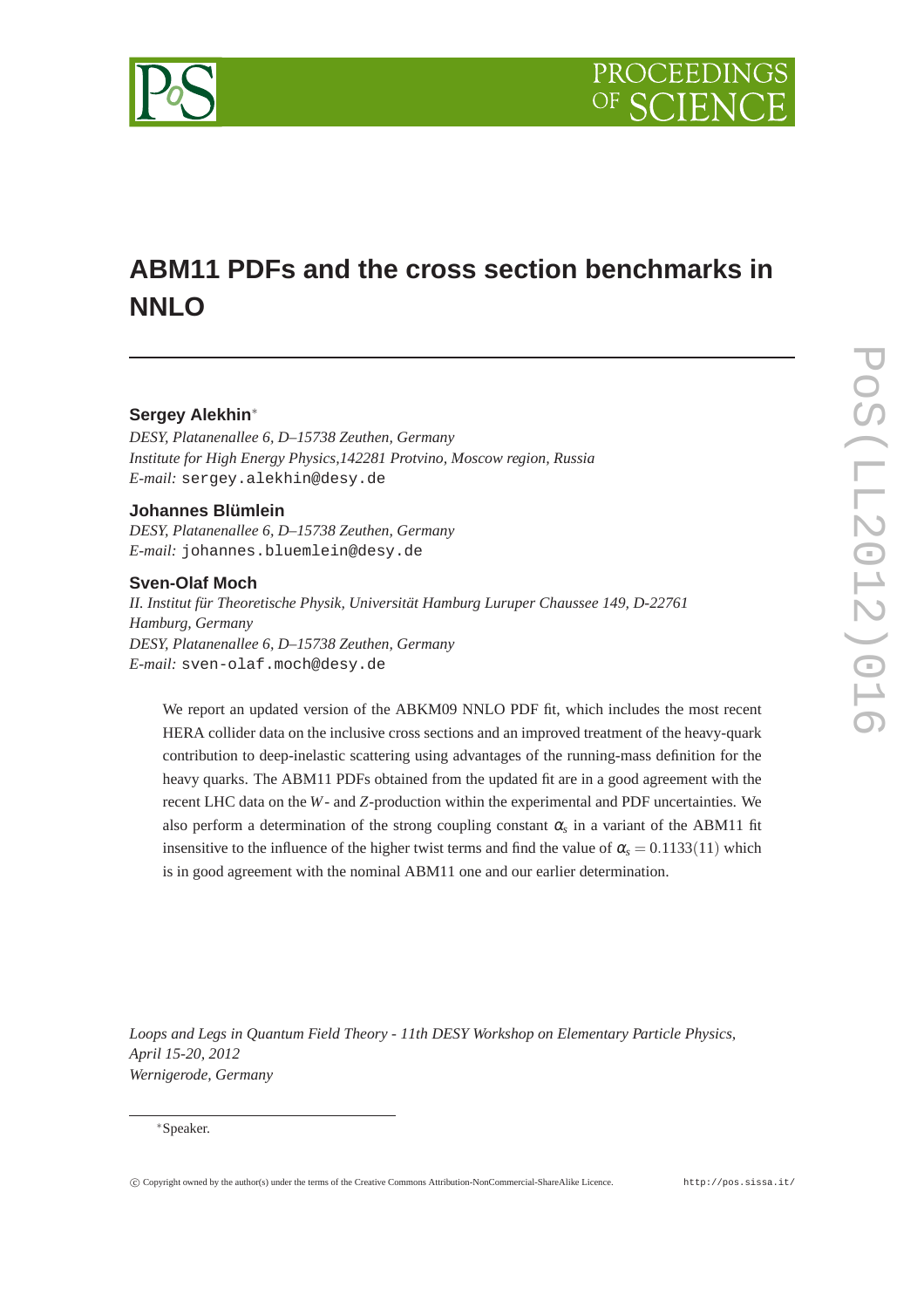# ABM11 PDFs and the cross section benchmarks in NNLO

**Sergey Alekhin***

*DESY, Platanenallee 6, D–15738 Zeuthen, Germany*
*Institute for High Energy Physics,142281 Protvino, Moscow region, Russia*
*E-mail:* sergey.alekhin@desy.de

**Johannes Blümlein**

*DESY, Platanenallee 6, D–15738 Zeuthen, Germany*
*E-mail:* johannes.bluemlein@desy.de

**Sven-Olaf Moch**

*II. Institut für Theoretische Physik, Universität Hamburg Luruper Chaussee 149, D-22761 Hamburg, Germany*
*DESY, Platanenallee 6, D–15738 Zeuthen, Germany*
*E-mail:* sven-olaf.moch@desy.de

We report an updated version of the ABKM09 NNLO PDF fit, which includes the most recent HERA collider data on the inclusive cross sections and an improved treatment of the heavy-quark contribution to deep-inelastic scattering using advantages of the running-mass definition for the heavy quarks. The ABM11 PDFs obtained from the updated fit are in a good agreement with the recent LHC data on the $W$- and $Z$-production within the experimental and PDF uncertainties. We also perform a determination of the strong coupling constant $\alpha_s$ in a variant of the ABM11 fit insensitive to the influence of the higher twist terms and find the value of $\alpha_s = 0.1133(11)$ which is in good agreement with the nominal ABM11 one and our earlier determination.

*Loops and Legs in Quantum Field Theory - 11th DESY Workshop on Elementary Particle Physics,*
*April 15-20, 2012*
*Wernigerode, Germany*

*Speaker.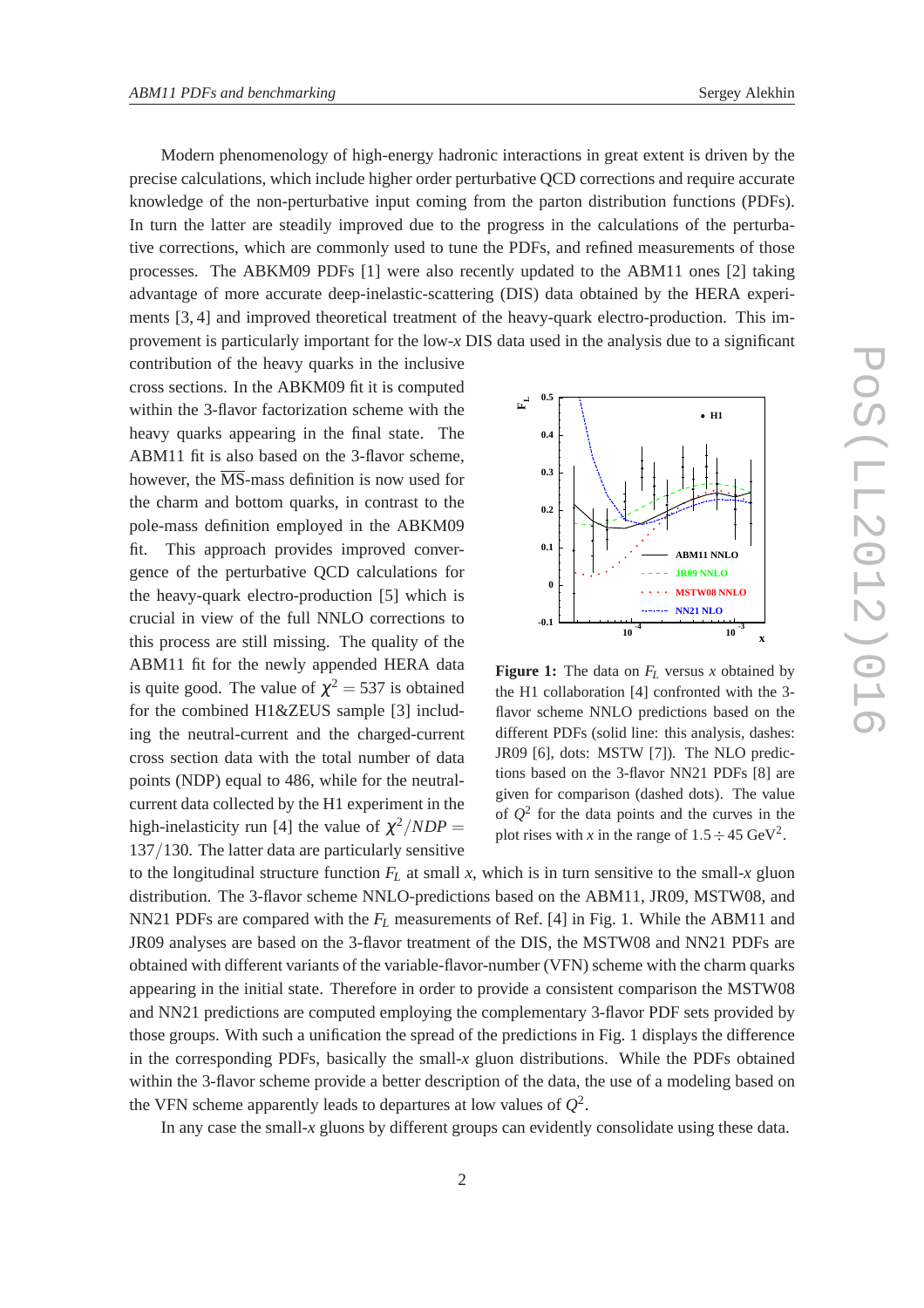Modern phenomenology of high-energy hadronic interactions in great extent is driven by the precise calculations, which include higher order perturbative QCD corrections and require accurate knowledge of the non-perturbative input coming from the parton distribution functions (PDFs). In turn the latter are steadily improved due to the progress in the calculations of the perturbative corrections, which are commonly used to tune the PDFs, and refined measurements of those processes. The ABKM09 PDFs [1] were also recently updated to the ABM11 ones [2] taking advantage of more accurate deep-inelastic-scattering (DIS) data obtained by the HERA experiments [3, 4] and improved theoretical treatment of the heavy-quark electro-production. This improvement is particularly important for the low-$x$ DIS data used in the analysis due to a significant contribution of the heavy quarks in the inclusive cross sections. In the ABKM09 fit it is computed within the 3-flavor factorization scheme with the heavy quarks appearing in the final state. The ABM11 fit is also based on the 3-flavor scheme, however, the $\overline{\mathrm{MS}}$-mass definition is now used for the charm and bottom quarks, in contrast to the pole-mass definition employed in the ABKM09 fit. This approach provides improved convergence of the perturbative QCD calculations for the heavy-quark electro-production [5] which is crucial in view of the full NNLO corrections to this process are still missing. The quality of the ABM11 fit for the newly appended HERA data is quite good. The value of $\chi^2 = 537$ is obtained for the combined H1&ZEUS sample [3] including the neutral-current and the charged-current cross section data with the total number of data points (NDP) equal to 486, while for the neutral-current data collected by the H1 experiment in the high-inelasticity run [4] the value of $\chi^2/NDP = 137/130$. The latter data are particularly sensitive to the longitudinal structure function $F_L$ at small $x$, which is in turn sensitive to the small-$x$ gluon distribution. The 3-flavor scheme NNLO-predictions based on the ABM11, JR09, MSTW08, and NN21 PDFs are compared with the $F_L$ measurements of Ref. [4] in Fig. 1. While the ABM11 and JR09 analyses are based on the 3-flavor treatment of the DIS, the MSTW08 and NN21 PDFs are obtained with different variants of the variable-flavor-number (VFN) scheme with the charm quarks appearing in the initial state. Therefore in order to provide a consistent comparison the MSTW08 and NN21 predictions are computed employing the complementary 3-flavor PDF sets provided by those groups. With such a unification the spread of the predictions in Fig. 1 displays the difference in the corresponding PDFs, basically the small-$x$ gluon distributions. While the PDFs obtained within the 3-flavor scheme provide a better description of the data, the use of a modeling based on the VFN scheme apparently leads to departures at low values of $Q^2$.

**Figure 1:** The data on $F_L$ versus $x$ obtained by the H1 collaboration [4] confronted with the 3-flavor scheme NNLO predictions based on the different PDFs (solid line: this analysis, dashes: JR09 [6], dots: MSTW [7]). The NLO predictions based on the 3-flavor NN21 PDFs [8] are given for comparison (dashed dots). The value of $Q^2$ for the data points and the curves in the plot rises with $x$ in the range of $1.5 \div 45$ GeV$^2$.

In any case the small-$x$ gluons by different groups can evidently consolidate using these data.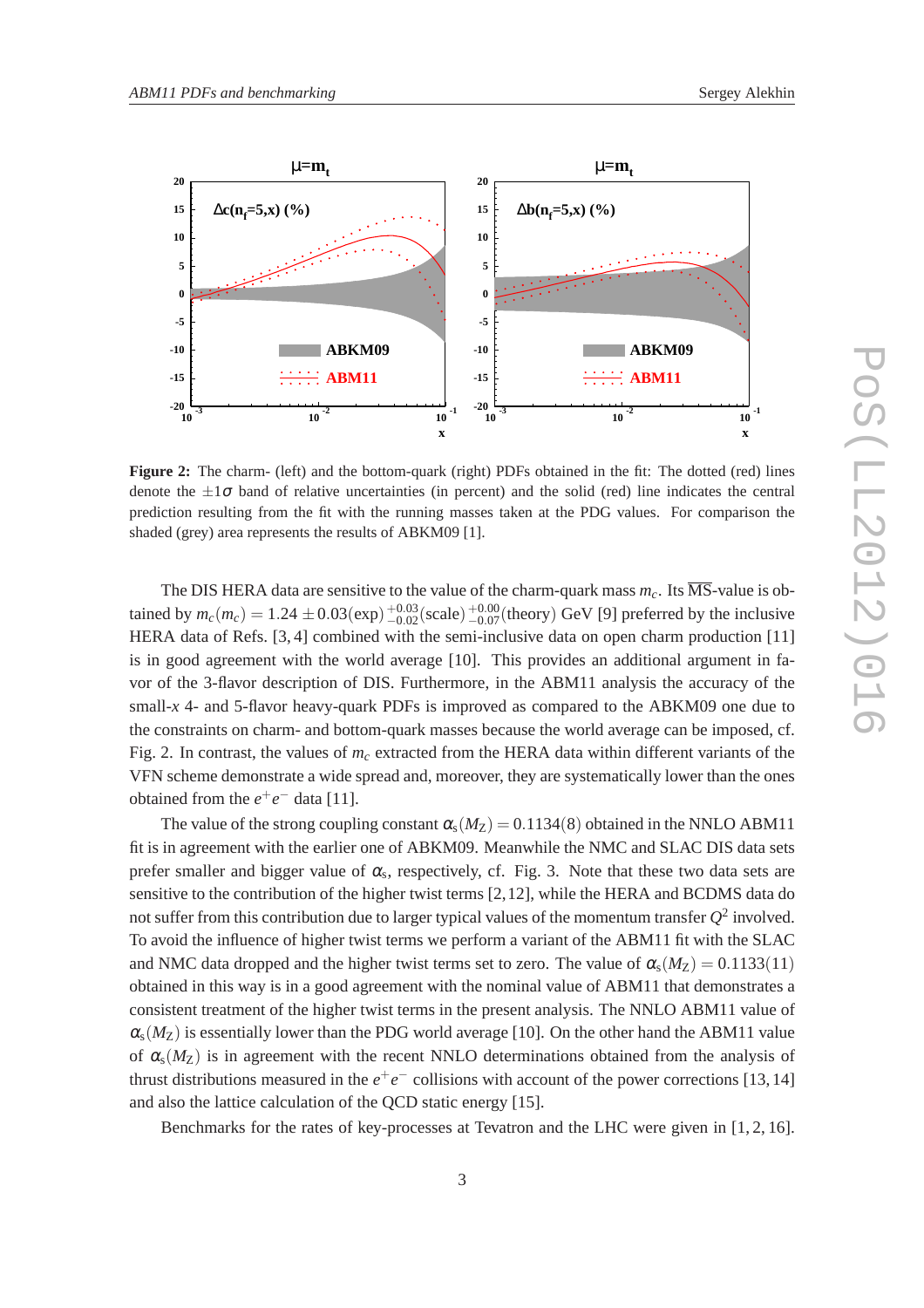**Figure 2:** The charm- (left) and the bottom-quark (right) PDFs obtained in the fit: The dotted (red) lines denote the $\pm 1\sigma$ band of relative uncertainties (in percent) and the solid (red) line indicates the central prediction resulting from the fit with the running masses taken at the PDG values. For comparison the shaded (grey) area represents the results of ABKM09 [1].

The DIS HERA data are sensitive to the value of the charm-quark mass $m_c$. Its $\overline{\text{MS}}$-value is obtained by $m_c(m_c) = 1.24 \pm 0.03(\text{exp})\,^{+0.03}_{-0.02}(\text{scale})\,^{+0.00}_{-0.07}(\text{theory})$ GeV [9] preferred by the inclusive HERA data of Refs. [3, 4] combined with the semi-inclusive data on open charm production [11] is in good agreement with the world average [10]. This provides an additional argument in favor of the 3-flavor description of DIS. Furthermore, in the ABM11 analysis the accuracy of the small-$x$ 4- and 5-flavor heavy-quark PDFs is improved as compared to the ABKM09 one due to the constraints on charm- and bottom-quark masses because the world average can be imposed, cf. Fig. 2. In contrast, the values of $m_c$ extracted from the HERA data within different variants of the VFN scheme demonstrate a wide spread and, moreover, they are systematically lower than the ones obtained from the $e^+e^-$ data [11].

The value of the strong coupling constant $\alpha_s(M_Z) = 0.1134(8)$ obtained in the NNLO ABM11 fit is in agreement with the earlier one of ABKM09. Meanwhile the NMC and SLAC DIS data sets prefer smaller and bigger value of $\alpha_s$, respectively, cf. Fig. 3. Note that these two data sets are sensitive to the contribution of the higher twist terms [2, 12], while the HERA and BCDMS data do not suffer from this contribution due to larger typical values of the momentum transfer $Q^2$ involved. To avoid the influence of higher twist terms we perform a variant of the ABM11 fit with the SLAC and NMC data dropped and the higher twist terms set to zero. The value of $\alpha_s(M_Z) = 0.1133(11)$ obtained in this way is in a good agreement with the nominal value of ABM11 that demonstrates a consistent treatment of the higher twist terms in the present analysis. The NNLO ABM11 value of $\alpha_s(M_Z)$ is essentially lower than the PDG world average [10]. On the other hand the ABM11 value of $\alpha_s(M_Z)$ is in agreement with the recent NNLO determinations obtained from the analysis of thrust distributions measured in the $e^+e^-$ collisions with account of the power corrections [13, 14] and also the lattice calculation of the QCD static energy [15].

Benchmarks for the rates of key-processes at Tevatron and the LHC were given in [1, 2, 16].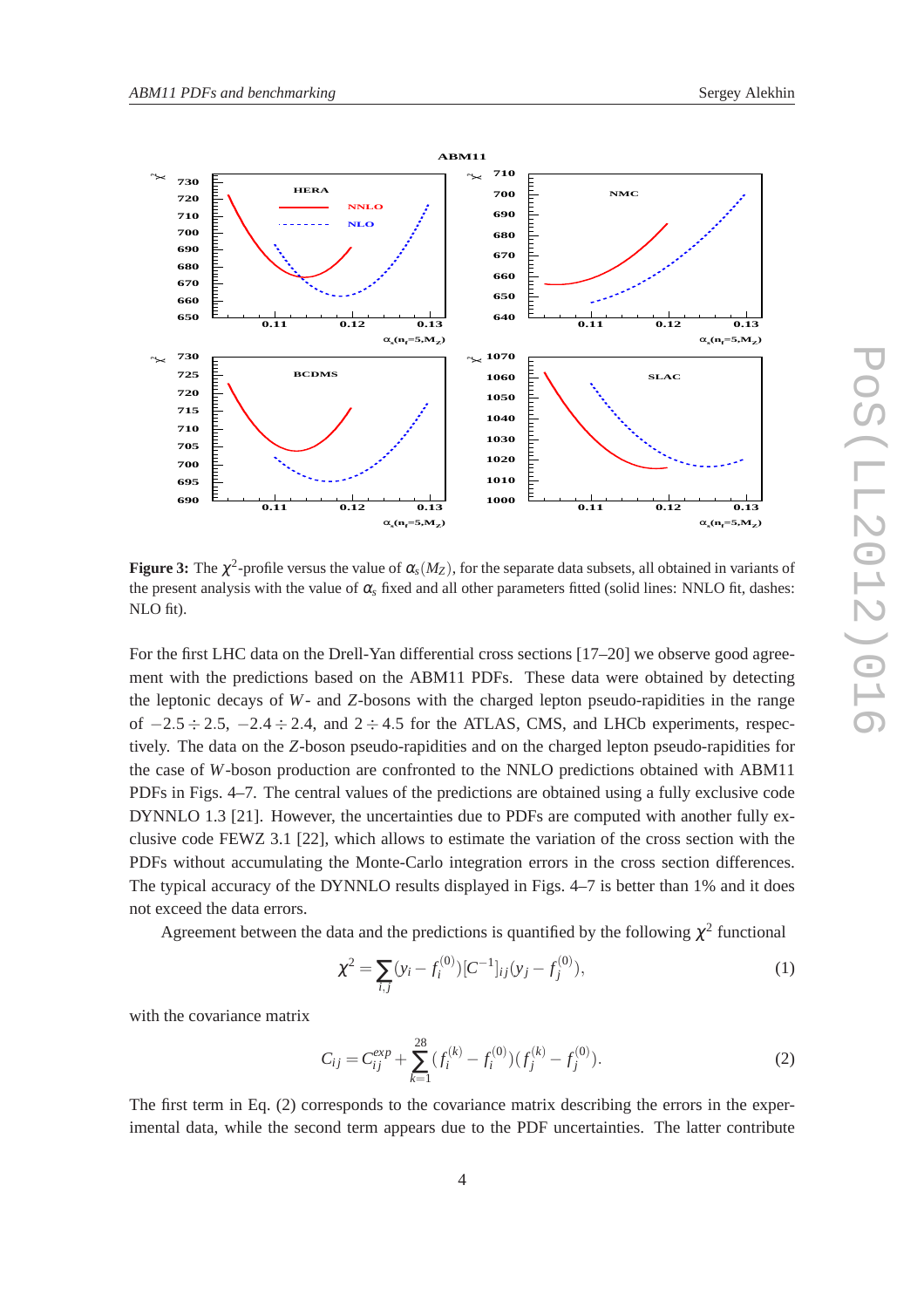**Figure 3:** The $\chi^2$-profile versus the value of $\alpha_s(M_Z)$, for the separate data subsets, all obtained in variants of the present analysis with the value of $\alpha_s$ fixed and all other parameters fitted (solid lines: NNLO fit, dashes: NLO fit).

For the first LHC data on the Drell-Yan differential cross sections [17–20] we observe good agreement with the predictions based on the ABM11 PDFs. These data were obtained by detecting the leptonic decays of $W$- and $Z$-bosons with the charged lepton pseudo-rapidities in the range of $-2.5 \div 2.5$, $-2.4 \div 2.4$, and $2 \div 4.5$ for the ATLAS, CMS, and LHCb experiments, respectively. The data on the $Z$-boson pseudo-rapidities and on the charged lepton pseudo-rapidities for the case of $W$-boson production are confronted to the NNLO predictions obtained with ABM11 PDFs in Figs. 4–7. The central values of the predictions are obtained using a fully exclusive code DYNNLO 1.3 [21]. However, the uncertainties due to PDFs are computed with another fully exclusive code FEWZ 3.1 [22], which allows to estimate the variation of the cross section with the PDFs without accumulating the Monte-Carlo integration errors in the cross section differences. The typical accuracy of the DYNNLO results displayed in Figs. 4–7 is better than 1% and it does not exceed the data errors.

Agreement between the data and the predictions is quantified by the following $\chi^2$ functional

$$\chi^2 = \sum_{i,j} (y_i - f_i^{(0)})[C^{-1}]_{ij}(y_j - f_j^{(0)}), \tag{1}$$

with the covariance matrix

$$C_{ij} = C_{ij}^{exp} + \sum_{k=1}^{28} (f_i^{(k)} - f_i^{(0)})(f_j^{(k)} - f_j^{(0)}). \tag{2}$$

The first term in Eq. (2) corresponds to the covariance matrix describing the errors in the experimental data, while the second term appears due to the PDF uncertainties. The latter contribute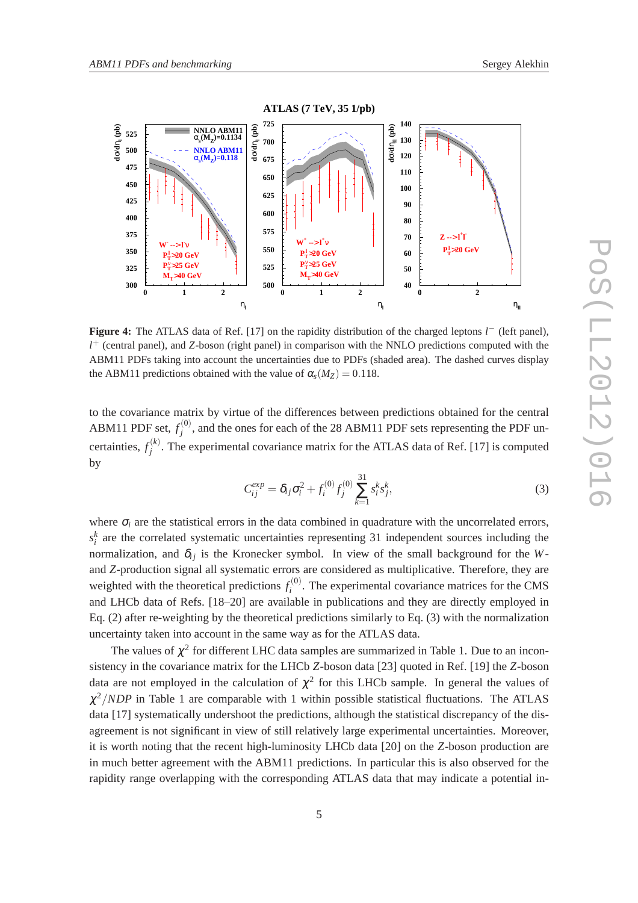**Figure 4:** The ATLAS data of Ref. [17] on the rapidity distribution of the charged leptons $l^-$ (left panel), $l^+$ (central panel), and $Z$-boson (right panel) in comparison with the NNLO predictions computed with the ABM11 PDFs taking into account the uncertainties due to PDFs (shaded area). The dashed curves display the ABM11 predictions obtained with the value of $\alpha_s(M_Z) = 0.118$.

to the covariance matrix by virtue of the differences between predictions obtained for the central ABM11 PDF set, $f_j^{(0)}$, and the ones for each of the 28 ABM11 PDF sets representing the PDF uncertainties, $f_j^{(k)}$. The experimental covariance matrix for the ATLAS data of Ref. [17] is computed by

$$C_{ij}^{exp} = \delta_{ij}\sigma_i^2 + f_i^{(0)} f_j^{(0)} \sum_{k=1}^{31} s_i^k s_j^k, \tag{3}$$

where $\sigma_i$ are the statistical errors in the data combined in quadrature with the uncorrelated errors, $s_i^k$ are the correlated systematic uncertainties representing 31 independent sources including the normalization, and $\delta_{ij}$ is the Kronecker symbol. In view of the small background for the $W$- and $Z$-production signal all systematic errors are considered as multiplicative. Therefore, they are weighted with the theoretical predictions $f_i^{(0)}$. The experimental covariance matrices for the CMS and LHCb data of Refs. [18–20] are available in publications and they are directly employed in Eq. (2) after re-weighting by the theoretical predictions similarly to Eq. (3) with the normalization uncertainty taken into account in the same way as for the ATLAS data.

The values of $\chi^2$ for different LHC data samples are summarized in Table 1. Due to an inconsistency in the covariance matrix for the LHCb $Z$-boson data [23] quoted in Ref. [19] the $Z$-boson data are not employed in the calculation of $\chi^2$ for this LHCb sample. In general the values of $\chi^2/NDP$ in Table 1 are comparable with 1 within possible statistical fluctuations. The ATLAS data [17] systematically undershoot the predictions, although the statistical discrepancy of the disagreement is not significant in view of still relatively large experimental uncertainties. Moreover, it is worth noting that the recent high-luminosity LHCb data [20] on the $Z$-boson production are in much better agreement with the ABM11 predictions. In particular this is also observed for the rapidity range overlapping with the corresponding ATLAS data that may indicate a potential in-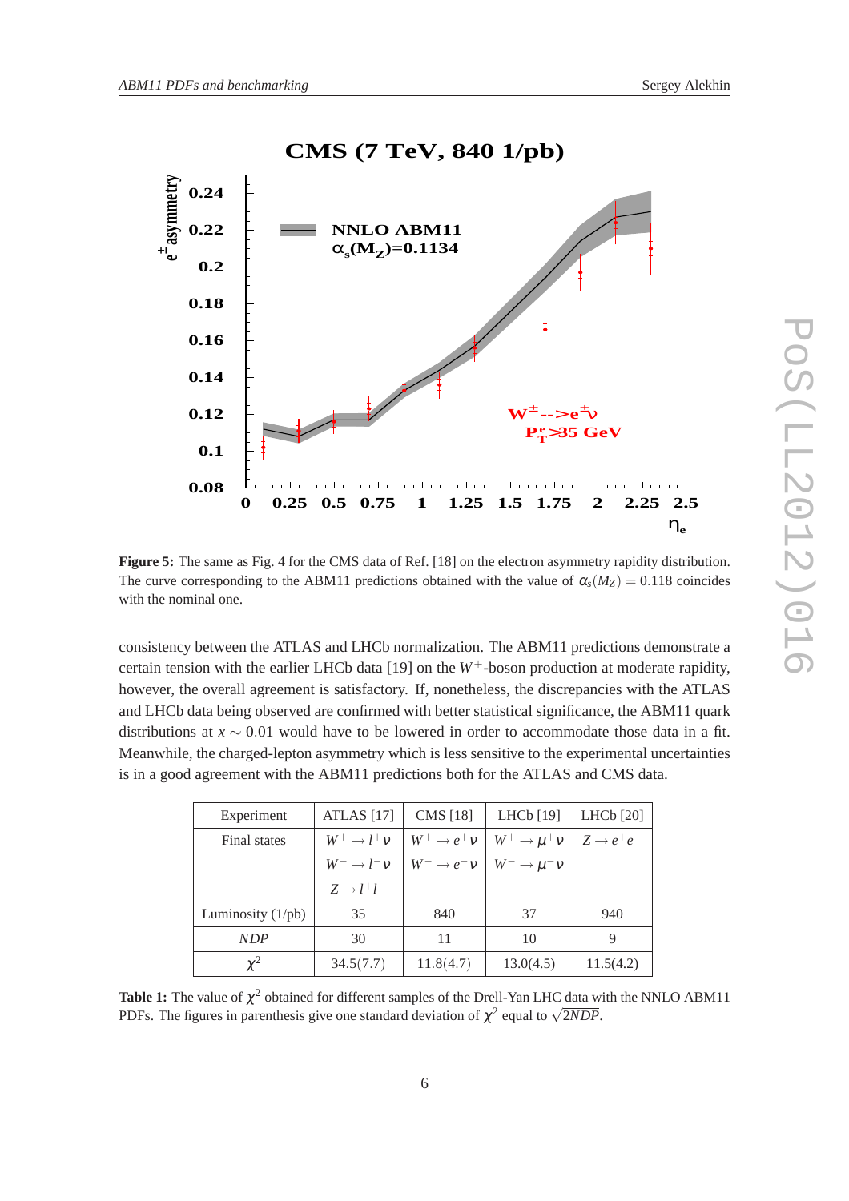**Figure 5:** The same as Fig. 4 for the CMS data of Ref. [18] on the electron asymmetry rapidity distribution. The curve corresponding to the ABM11 predictions obtained with the value of $\alpha_s(M_Z) = 0.118$ coincides with the nominal one.

consistency between the ATLAS and LHCb normalization. The ABM11 predictions demonstrate a certain tension with the earlier LHCb data [19] on the $W^+$-boson production at moderate rapidity, however, the overall agreement is satisfactory. If, nonetheless, the discrepancies with the ATLAS and LHCb data being observed are confirmed with better statistical significance, the ABM11 quark distributions at $x \sim 0.01$ would have to be lowered in order to accommodate those data in a fit. Meanwhile, the charged-lepton asymmetry which is less sensitive to the experimental uncertainties is in a good agreement with the ABM11 predictions both for the ATLAS and CMS data.

| Experiment | ATLAS [17] | CMS [18] | LHCb [19] | LHCb [20] |
|---|---|---|---|---|
| Final states | $W^+ \to l^+\nu$ | $W^+ \to e^+\nu$ | $W^+ \to \mu^+\nu$ | $Z \to e^+e^-$ |
| | $W^- \to l^-\nu$ | $W^- \to e^-\nu$ | $W^- \to \mu^-\nu$ | |
| | $Z \to l^+l^-$ | | | |
| Luminosity (1/pb) | 35 | 840 | 37 | 940 |
| *NDP* | 30 | 11 | 10 | 9 |
| $\chi^2$ | 34.5(7.7) | 11.8(4.7) | 13.0(4.5) | 11.5(4.2) |

**Table 1:** The value of $\chi^2$ obtained for different samples of the Drell-Yan LHC data with the NNLO ABM11 PDFs. The figures in parenthesis give one standard deviation of $\chi^2$ equal to $\sqrt{2NDP}$.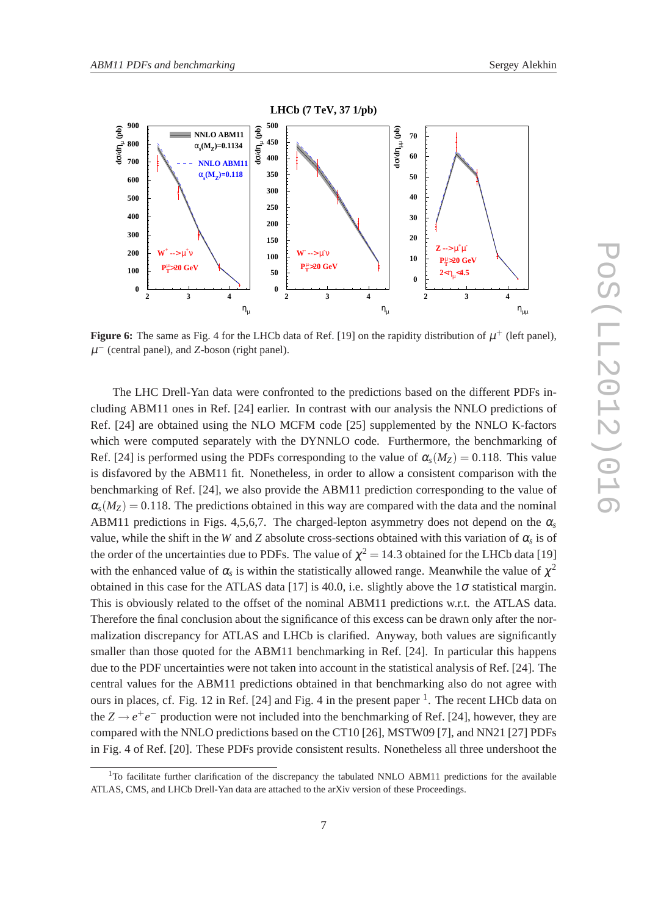**Figure 6:** The same as Fig. 4 for the LHCb data of Ref. [19] on the rapidity distribution of $\mu^+$ (left panel), $\mu^-$ (central panel), and $Z$-boson (right panel).

The LHC Drell-Yan data were confronted to the predictions based on the different PDFs including ABM11 ones in Ref. [24] earlier. In contrast with our analysis the NNLO predictions of Ref. [24] are obtained using the NLO MCFM code [25] supplemented by the NNLO K-factors which were computed separately with the DYNNLO code. Furthermore, the benchmarking of Ref. [24] is performed using the PDFs corresponding to the value of $\alpha_s(M_Z) = 0.118$. This value is disfavored by the ABM11 fit. Nonetheless, in order to allow a consistent comparison with the benchmarking of Ref. [24], we also provide the ABM11 prediction corresponding to the value of $\alpha_s(M_Z) = 0.118$. The predictions obtained in this way are compared with the data and the nominal ABM11 predictions in Figs. 4,5,6,7. The charged-lepton asymmetry does not depend on the $\alpha_s$ value, while the shift in the $W$ and $Z$ absolute cross-sections obtained with this variation of $\alpha_s$ is of the order of the uncertainties due to PDFs. The value of $\chi^2 = 14.3$ obtained for the LHCb data [19] with the enhanced value of $\alpha_s$ is within the statistically allowed range. Meanwhile the value of $\chi^2$ obtained in this case for the ATLAS data [17] is 40.0, i.e. slightly above the $1\sigma$ statistical margin. This is obviously related to the offset of the nominal ABM11 predictions w.r.t. the ATLAS data. Therefore the final conclusion about the significance of this excess can be drawn only after the normalization discrepancy for ATLAS and LHCb is clarified. Anyway, both values are significantly smaller than those quoted for the ABM11 benchmarking in Ref. [24]. In particular this happens due to the PDF uncertainties were not taken into account in the statistical analysis of Ref. [24]. The central values for the ABM11 predictions obtained in that benchmarking also do not agree with ours in places, cf. Fig. 12 in Ref. [24] and Fig. 4 in the present paper [1]. The recent LHCb data on the $Z \to e^+e^-$ production were not included into the benchmarking of Ref. [24], however, they are compared with the NNLO predictions based on the CT10 [26], MSTW09 [7], and NN21 [27] PDFs in Fig. 4 of Ref. [20]. These PDFs provide consistent results. Nonetheless all three undershoot the

[1] To facilitate further clarification of the discrepancy the tabulated NNLO ABM11 predictions for the available ATLAS, CMS, and LHCb Drell-Yan data are attached to the arXiv version of these Proceedings.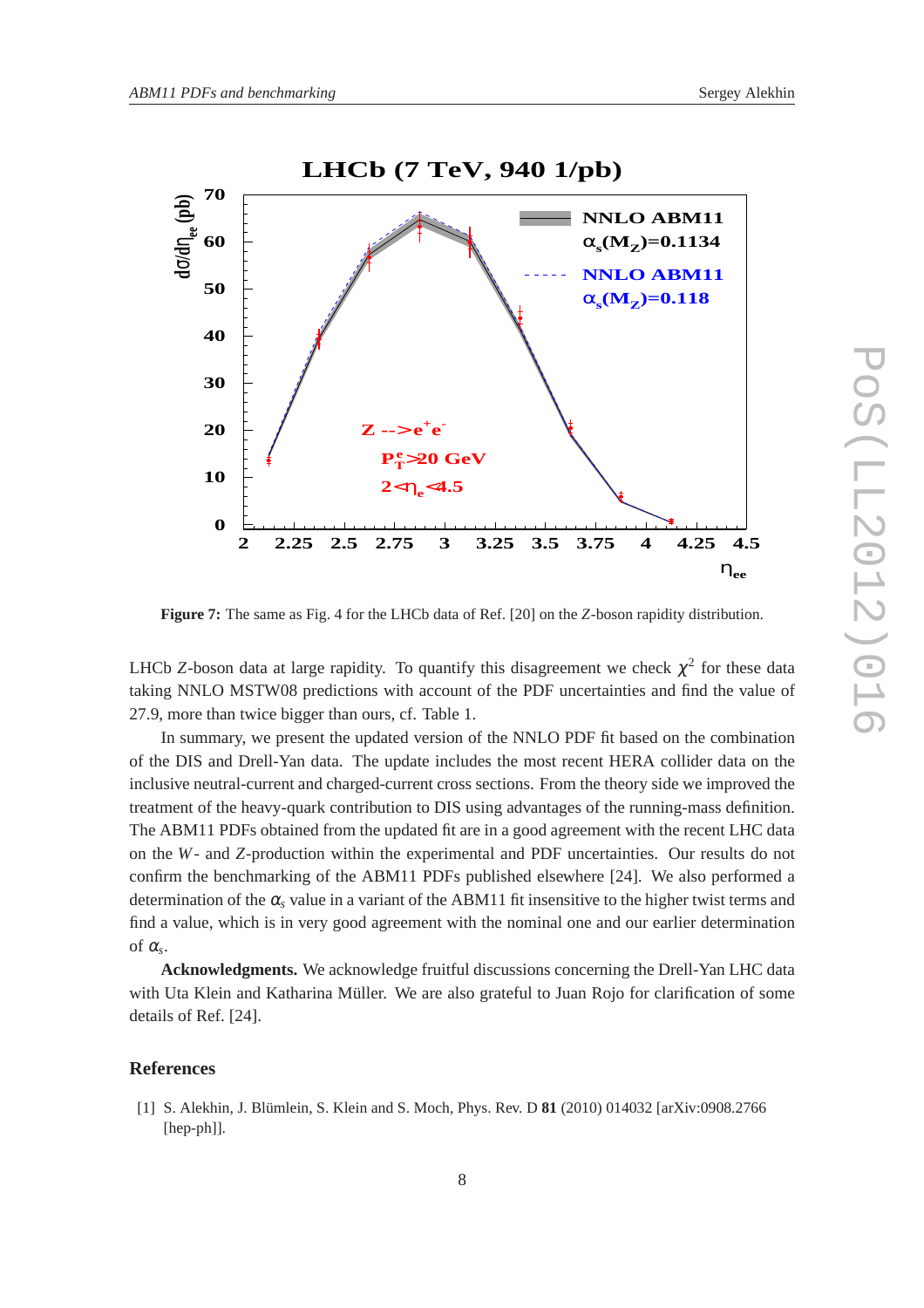**Figure 7:** The same as Fig. 4 for the LHCb data of Ref. [20] on the $Z$-boson rapidity distribution.

LHCb $Z$-boson data at large rapidity. To quantify this disagreement we check $\chi^2$ for these data taking NNLO MSTW08 predictions with account of the PDF uncertainties and find the value of 27.9, more than twice bigger than ours, cf. Table 1.

In summary, we present the updated version of the NNLO PDF fit based on the combination of the DIS and Drell-Yan data. The update includes the most recent HERA collider data on the inclusive neutral-current and charged-current cross sections. From the theory side we improved the treatment of the heavy-quark contribution to DIS using advantages of the running-mass definition. The ABM11 PDFs obtained from the updated fit are in a good agreement with the recent LHC data on the $W$- and $Z$-production within the experimental and PDF uncertainties. Our results do not confirm the benchmarking of the ABM11 PDFs published elsewhere [24]. We also performed a determination of the $\alpha_s$ value in a variant of the ABM11 fit insensitive to the higher twist terms and find a value, which is in very good agreement with the nominal one and our earlier determination of $\alpha_s$.

**Acknowledgments.** We acknowledge fruitful discussions concerning the Drell-Yan LHC data with Uta Klein and Katharina Müller. We are also grateful to Juan Rojo for clarification of some details of Ref. [24].

## References

[1] S. Alekhin, J. Blümlein, S. Klein and S. Moch, Phys. Rev. D **81** (2010) 014032 [arXiv:0908.2766 [hep-ph]].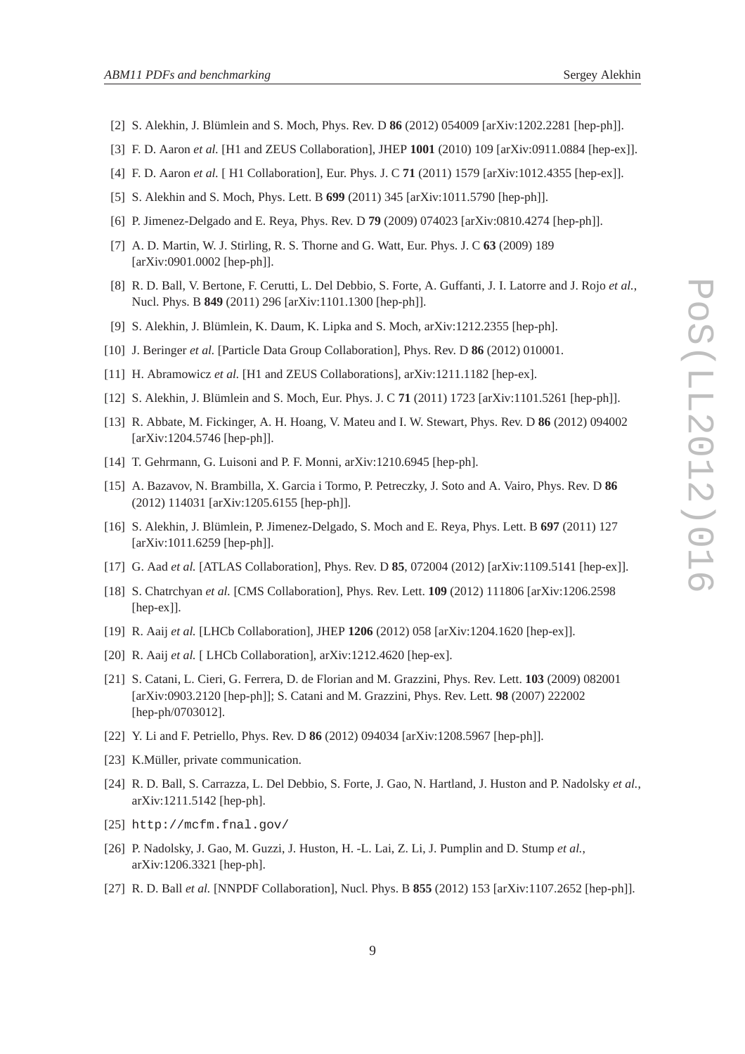[2] S. Alekhin, J. Blümlein and S. Moch, Phys. Rev. D **86** (2012) 054009 [arXiv:1202.2281 [hep-ph]].

[3] F. D. Aaron *et al.* [H1 and ZEUS Collaboration], JHEP **1001** (2010) 109 [arXiv:0911.0884 [hep-ex]].

[4] F. D. Aaron *et al.* [ H1 Collaboration], Eur. Phys. J. C **71** (2011) 1579 [arXiv:1012.4355 [hep-ex]].

[5] S. Alekhin and S. Moch, Phys. Lett. B **699** (2011) 345 [arXiv:1011.5790 [hep-ph]].

[6] P. Jimenez-Delgado and E. Reya, Phys. Rev. D **79** (2009) 074023 [arXiv:0810.4274 [hep-ph]].

[7] A. D. Martin, W. J. Stirling, R. S. Thorne and G. Watt, Eur. Phys. J. C **63** (2009) 189 [arXiv:0901.0002 [hep-ph]].

[8] R. D. Ball, V. Bertone, F. Cerutti, L. Del Debbio, S. Forte, A. Guffanti, J. I. Latorre and J. Rojo *et al.*, Nucl. Phys. B **849** (2011) 296 [arXiv:1101.1300 [hep-ph]].

[9] S. Alekhin, J. Blümlein, K. Daum, K. Lipka and S. Moch, arXiv:1212.2355 [hep-ph].

[10] J. Beringer *et al.* [Particle Data Group Collaboration], Phys. Rev. D **86** (2012) 010001.

[11] H. Abramowicz *et al.* [H1 and ZEUS Collaborations], arXiv:1211.1182 [hep-ex].

[12] S. Alekhin, J. Blümlein and S. Moch, Eur. Phys. J. C **71** (2011) 1723 [arXiv:1101.5261 [hep-ph]].

[13] R. Abbate, M. Fickinger, A. H. Hoang, V. Mateu and I. W. Stewart, Phys. Rev. D **86** (2012) 094002 [arXiv:1204.5746 [hep-ph]].

[14] T. Gehrmann, G. Luisoni and P. F. Monni, arXiv:1210.6945 [hep-ph].

[15] A. Bazavov, N. Brambilla, X. Garcia i Tormo, P. Petreczky, J. Soto and A. Vairo, Phys. Rev. D **86** (2012) 114031 [arXiv:1205.6155 [hep-ph]].

[16] S. Alekhin, J. Blümlein, P. Jimenez-Delgado, S. Moch and E. Reya, Phys. Lett. B **697** (2011) 127 [arXiv:1011.6259 [hep-ph]].

[17] G. Aad *et al.* [ATLAS Collaboration], Phys. Rev. D **85**, 072004 (2012) [arXiv:1109.5141 [hep-ex]].

[18] S. Chatrchyan *et al.* [CMS Collaboration], Phys. Rev. Lett. **109** (2012) 111806 [arXiv:1206.2598 [hep-ex]].

[19] R. Aaij *et al.* [LHCb Collaboration], JHEP **1206** (2012) 058 [arXiv:1204.1620 [hep-ex]].

[20] R. Aaij *et al.* [ LHCb Collaboration], arXiv:1212.4620 [hep-ex].

[21] S. Catani, L. Cieri, G. Ferrera, D. de Florian and M. Grazzini, Phys. Rev. Lett. **103** (2009) 082001 [arXiv:0903.2120 [hep-ph]]; S. Catani and M. Grazzini, Phys. Rev. Lett. **98** (2007) 222002 [hep-ph/0703012].

[22] Y. Li and F. Petriello, Phys. Rev. D **86** (2012) 094034 [arXiv:1208.5967 [hep-ph]].

[23] K.Müller, private communication.

[24] R. D. Ball, S. Carrazza, L. Del Debbio, S. Forte, J. Gao, N. Hartland, J. Huston and P. Nadolsky *et al.*, arXiv:1211.5142 [hep-ph].

[25] `http://mcfm.fnal.gov/`

[26] P. Nadolsky, J. Gao, M. Guzzi, J. Huston, H. -L. Lai, Z. Li, J. Pumplin and D. Stump *et al.*, arXiv:1206.3321 [hep-ph].

[27] R. D. Ball *et al.* [NNPDF Collaboration], Nucl. Phys. B **855** (2012) 153 [arXiv:1107.2652 [hep-ph]].